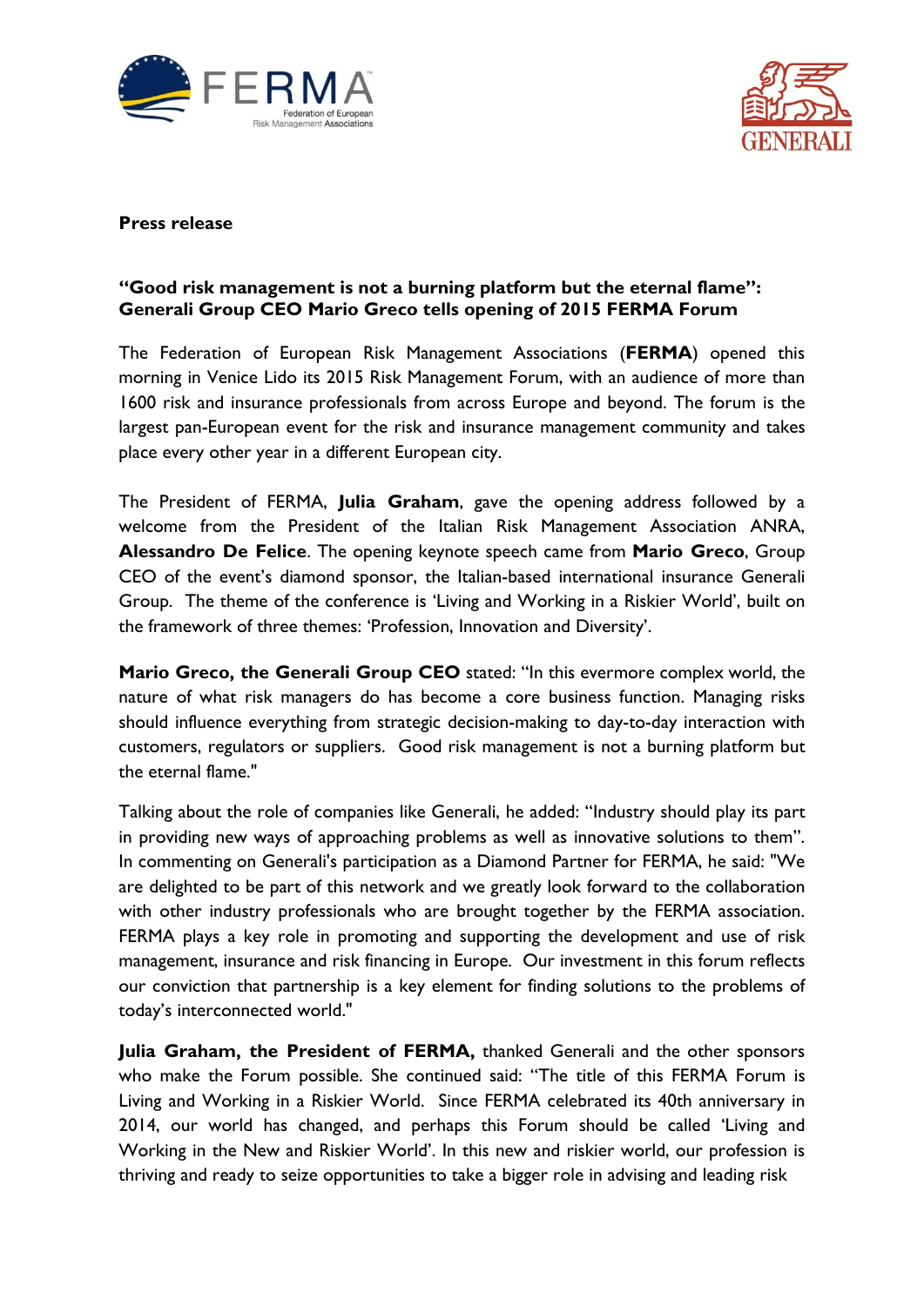**Press release**

**"Good risk management is not a burning platform but the eternal flame": Generali Group CEO Mario Greco tells opening of 2015 FERMA Forum**

The Federation of European Risk Management Associations (**FERMA**) opened this morning in Venice Lido its 2015 Risk Management Forum, with an audience of more than 1600 risk and insurance professionals from across Europe and beyond. The forum is the largest pan-European event for the risk and insurance management community and takes place every other year in a different European city.

The President of FERMA, **Julia Graham**, gave the opening address followed by a welcome from the President of the Italian Risk Management Association ANRA, **Alessandro De Felice**. The opening keynote speech came from **Mario Greco**, Group CEO of the event's diamond sponsor, the Italian-based international insurance Generali Group. The theme of the conference is 'Living and Working in a Riskier World', built on the framework of three themes: 'Profession, Innovation and Diversity'.

**Mario Greco, the Generali Group CEO** stated: "In this evermore complex world, the nature of what risk managers do has become a core business function. Managing risks should influence everything from strategic decision-making to day-to-day interaction with customers, regulators or suppliers. Good risk management is not a burning platform but the eternal flame."

Talking about the role of companies like Generali, he added: "Industry should play its part in providing new ways of approaching problems as well as innovative solutions to them". In commenting on Generali's participation as a Diamond Partner for FERMA, he said: "We are delighted to be part of this network and we greatly look forward to the collaboration with other industry professionals who are brought together by the FERMA association. FERMA plays a key role in promoting and supporting the development and use of risk management, insurance and risk financing in Europe. Our investment in this forum reflects our conviction that partnership is a key element for finding solutions to the problems of today's interconnected world."

**Julia Graham, the President of FERMA,** thanked Generali and the other sponsors who make the Forum possible. She continued said: "The title of this FERMA Forum is Living and Working in a Riskier World. Since FERMA celebrated its 40th anniversary in 2014, our world has changed, and perhaps this Forum should be called 'Living and Working in the New and Riskier World'. In this new and riskier world, our profession is thriving and ready to seize opportunities to take a bigger role in advising and leading risk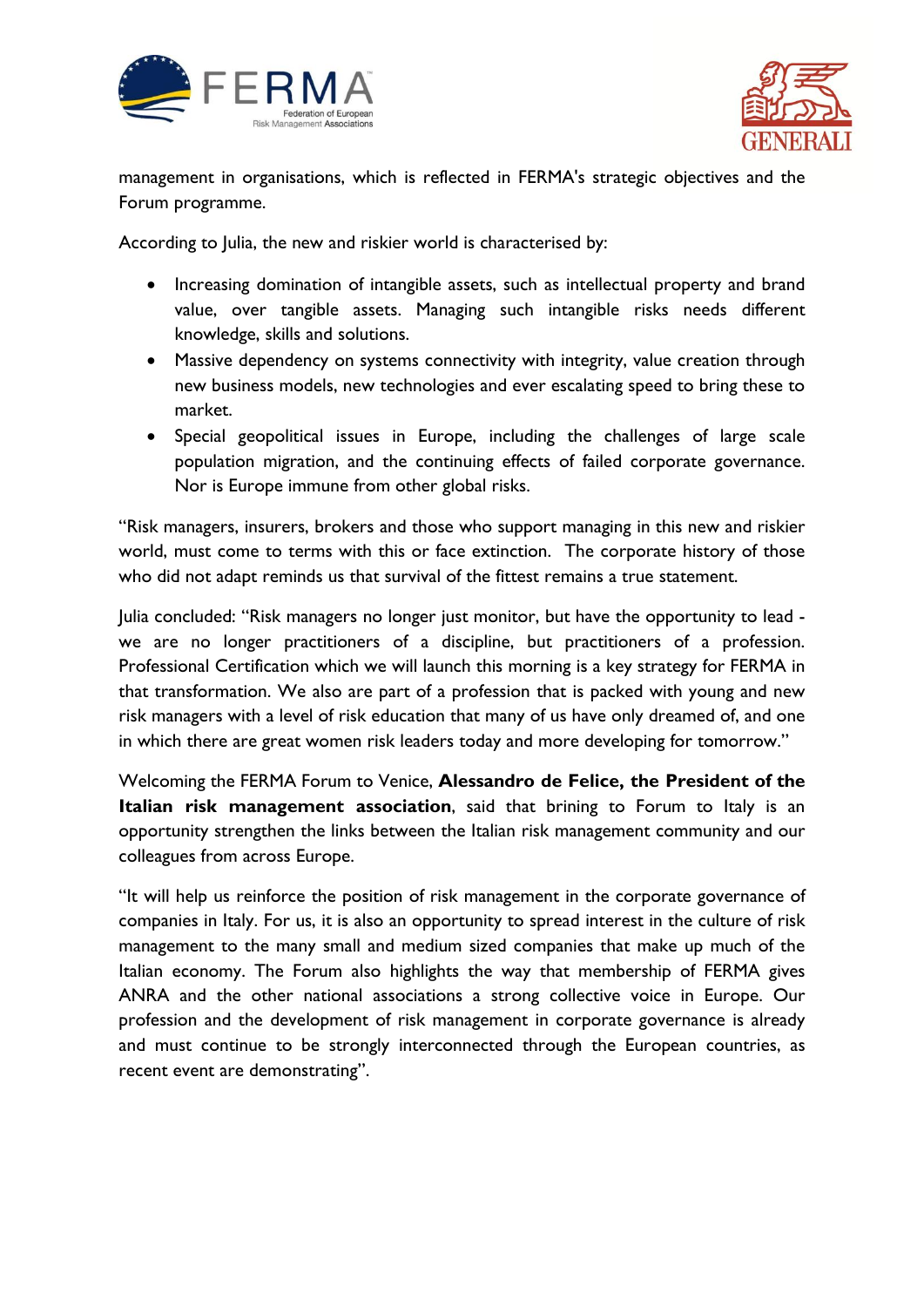management in organisations, which is reflected in FERMA's strategic objectives and the Forum programme.

According to Julia, the new and riskier world is characterised by:

- Increasing domination of intangible assets, such as intellectual property and brand value, over tangible assets. Managing such intangible risks needs different knowledge, skills and solutions.
- Massive dependency on systems connectivity with integrity, value creation through new business models, new technologies and ever escalating speed to bring these to market.
- Special geopolitical issues in Europe, including the challenges of large scale population migration, and the continuing effects of failed corporate governance. Nor is Europe immune from other global risks.

"Risk managers, insurers, brokers and those who support managing in this new and riskier world, must come to terms with this or face extinction. The corporate history of those who did not adapt reminds us that survival of the fittest remains a true statement.

Julia concluded: "Risk managers no longer just monitor, but have the opportunity to lead - we are no longer practitioners of a discipline, but practitioners of a profession. Professional Certification which we will launch this morning is a key strategy for FERMA in that transformation. We also are part of a profession that is packed with young and new risk managers with a level of risk education that many of us have only dreamed of, and one in which there are great women risk leaders today and more developing for tomorrow."

Welcoming the FERMA Forum to Venice, **Alessandro de Felice, the President of the Italian risk management association**, said that brining to Forum to Italy is an opportunity strengthen the links between the Italian risk management community and our colleagues from across Europe.

"It will help us reinforce the position of risk management in the corporate governance of companies in Italy. For us, it is also an opportunity to spread interest in the culture of risk management to the many small and medium sized companies that make up much of the Italian economy. The Forum also highlights the way that membership of FERMA gives ANRA and the other national associations a strong collective voice in Europe. Our profession and the development of risk management in corporate governance is already and must continue to be strongly interconnected through the European countries, as recent event are demonstrating".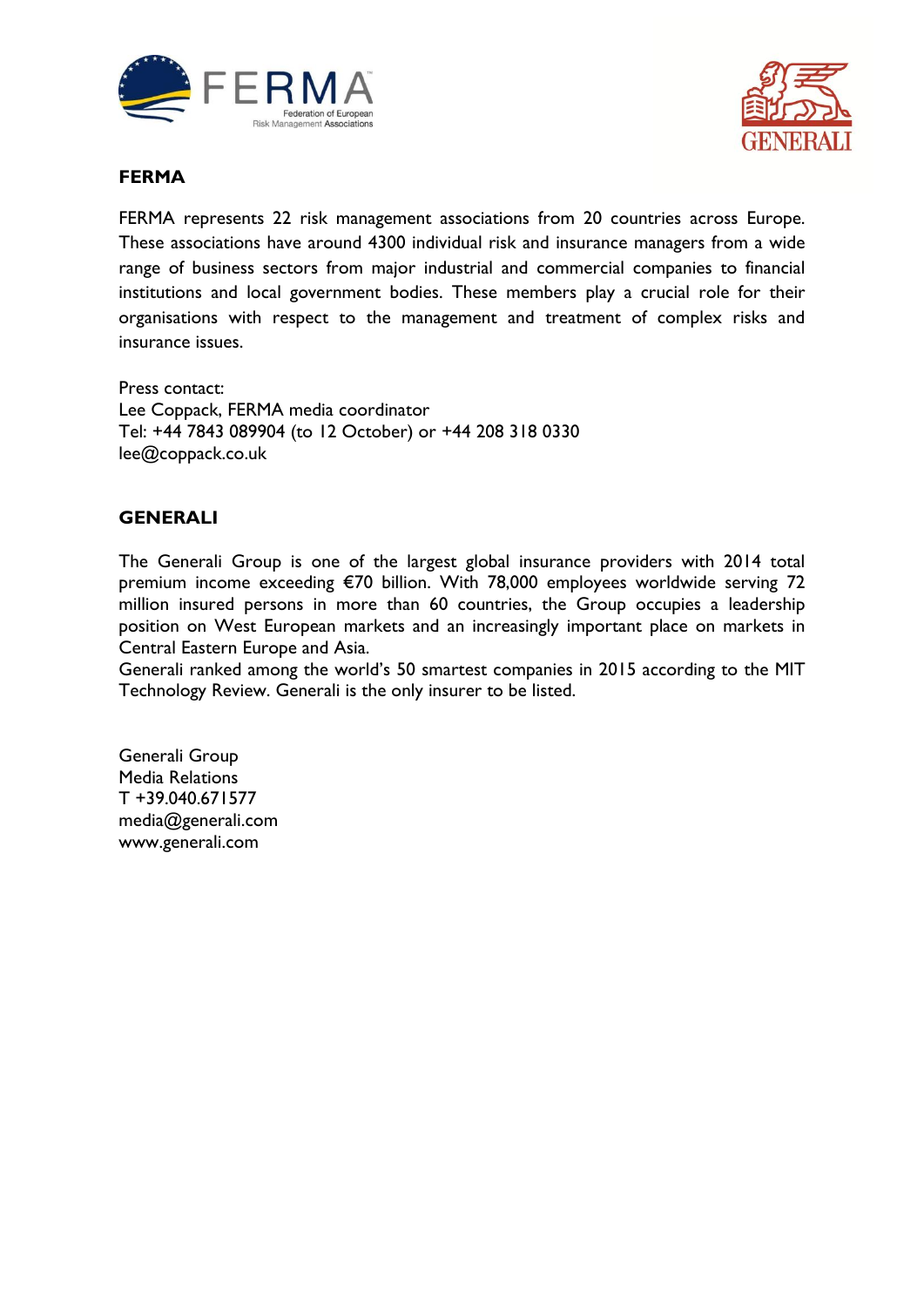## FERMA

FERMA represents 22 risk management associations from 20 countries across Europe. These associations have around 4300 individual risk and insurance managers from a wide range of business sectors from major industrial and commercial companies to financial institutions and local government bodies. These members play a crucial role for their organisations with respect to the management and treatment of complex risks and insurance issues.

Press contact:
Lee Coppack, FERMA media coordinator
Tel: +44 7843 089904 (to 12 October) or +44 208 318 0330
lee@coppack.co.uk

## GENERALI

The Generali Group is one of the largest global insurance providers with 2014 total premium income exceeding €70 billion. With 78,000 employees worldwide serving 72 million insured persons in more than 60 countries, the Group occupies a leadership position on West European markets and an increasingly important place on markets in Central Eastern Europe and Asia.
Generali ranked among the world's 50 smartest companies in 2015 according to the MIT Technology Review. Generali is the only insurer to be listed.

Generali Group
Media Relations
T +39.040.671577
media@generali.com
www.generali.com